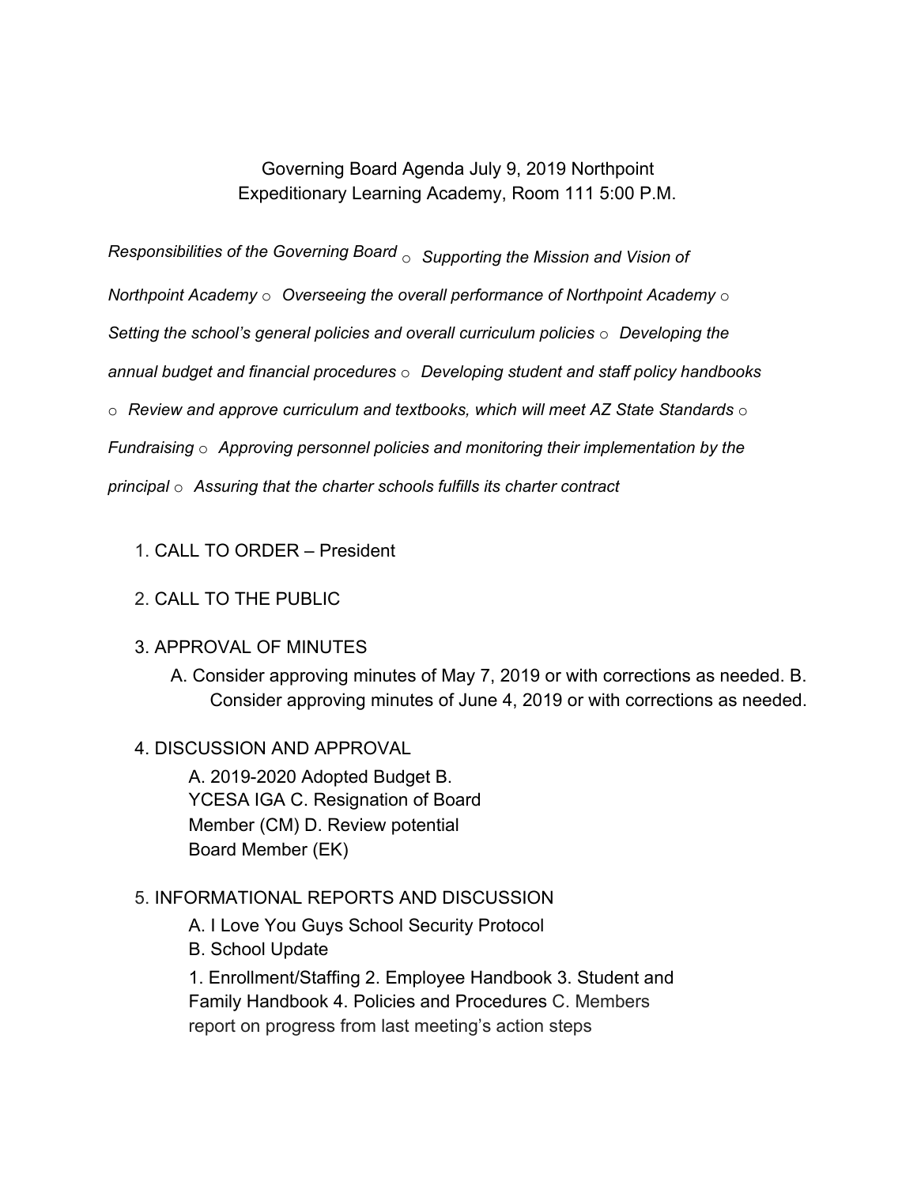Governing Board Agenda July 9, 2019 Northpoint Expeditionary Learning Academy, Room 111 5:00 P.M.

*Responsibilities of the Governing Board*

- *Supporting the Mission and Vision of Northpoint Academy*
- *Overseeing the overall performance of Northpoint Academy*
- *Setting the school's general policies and overall curriculum policies*
- *Developing the annual budget and financial procedures*
- *Developing student and staff policy handbooks*
- *Review and approve curriculum and textbooks, which will meet AZ State Standards*
- *Fundraising*
- *Approving personnel policies and monitoring their implementation by the principal*
- *Assuring that the charter schools fulfills its charter contract*

1. CALL TO ORDER – President

2. CALL TO THE PUBLIC

3. APPROVAL OF MINUTES
   - A. Consider approving minutes of May 7, 2019 or with corrections as needed.
   - B. Consider approving minutes of June 4, 2019 or with corrections as needed.

4. DISCUSSION AND APPROVAL
   - A. 2019-2020 Adopted Budget
   - B. YCESA IGA
   - C. Resignation of Board Member (CM)
   - D. Review potential Board Member (EK)

5. INFORMATIONAL REPORTS AND DISCUSSION
   - A. I Love You Guys School Security Protocol
   - B. School Update
     1. Enrollment/Staffing
     2. Employee Handbook
     3. Student and Family Handbook
     4. Policies and Procedures
   - C. Members report on progress from last meeting's action steps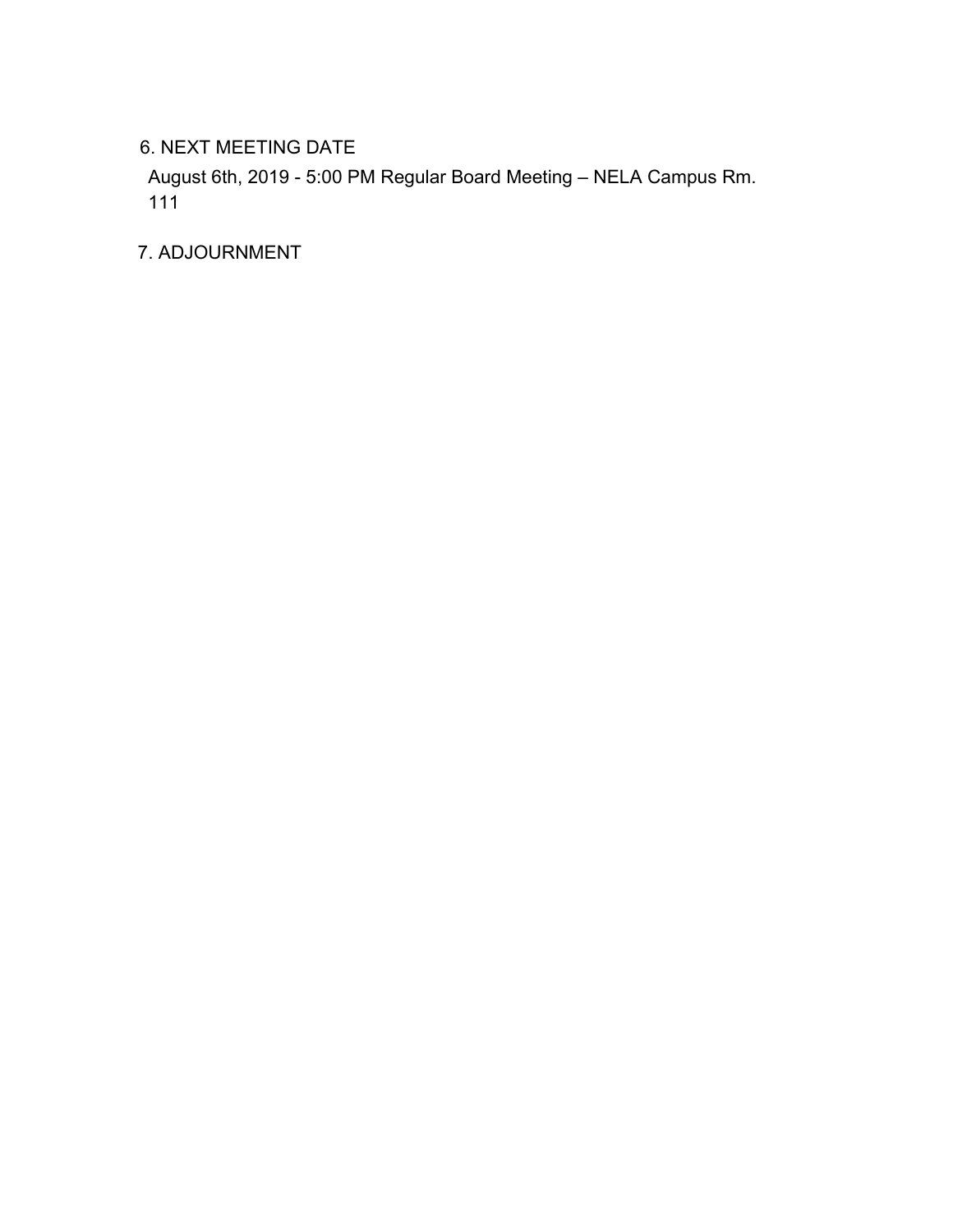6. NEXT MEETING DATE

August 6th, 2019 - 5:00 PM Regular Board Meeting – NELA Campus Rm. 111

7. ADJOURNMENT